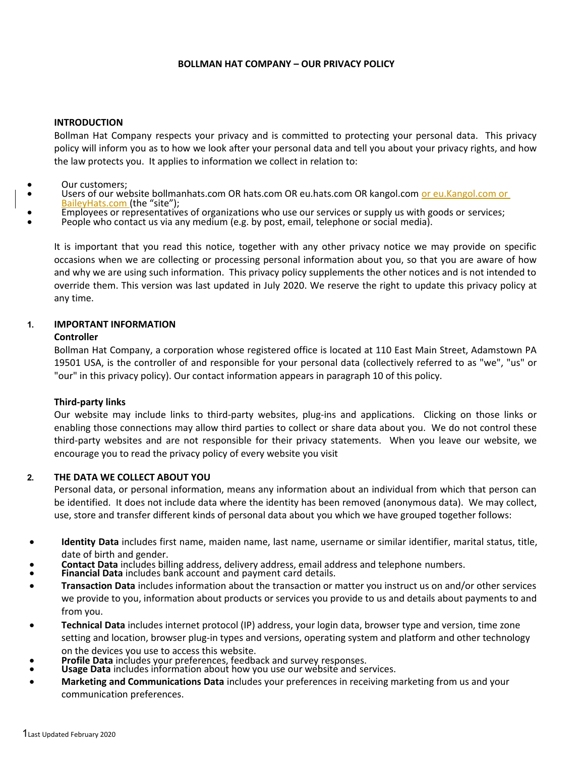# BOLLMAN HAT COMPANY – OUR PRIVACY POLICY

## INTRODUCTION

Bollman Hat Company respects your privacy and is committed to protecting your personal data. This privacy policy will inform you as to how we look after your personal data and tell you about your privacy rights, and how the law protects you. It applies to information we collect in relation to:

- Our customers;
- Users of our website bollmanhats.com OR hats.com OR eu.hats.com OR kangol.com or eu.Kangol.com or BaileyHats.com (the "site");
- Employees or representatives of organizations who use our services or supply us with goods or services;
- People who contact us via any medium (e.g. by post, email, telephone or social media).

It is important that you read this notice, together with any other privacy notice we may provide on specific occasions when we are collecting or processing personal information about you, so that you are aware of how and why we are using such information. This privacy policy supplements the other notices and is not intended to override them. This version was last updated in July 2020. We reserve the right to update this privacy policy at any time.

## 1. IMPORTANT INFORMATION

### Controller

Bollman Hat Company, a corporation whose registered office is located at 110 East Main Street, Adamstown PA 19501 USA, is the controller of and responsible for your personal data (collectively referred to as "we", "us" or "our" in this privacy policy). Our contact information appears in paragraph 10 of this policy.

### Third-party links

Our website may include links to third-party websites, plug-ins and applications. Clicking on those links or enabling those connections may allow third parties to collect or share data about you. We do not control these third-party websites and are not responsible for their privacy statements. When you leave our website, we encourage you to read the privacy policy of every website you visit

## 2. THE DATA WE COLLECT ABOUT YOU

Personal data, or personal information, means any information about an individual from which that person can be identified. It does not include data where the identity has been removed (anonymous data). We may collect, use, store and transfer different kinds of personal data about you which we have grouped together follows:

- **Identity Data** includes first name, maiden name, last name, username or similar identifier, marital status, title, date of birth and gender.
- **Contact Data** includes billing address, delivery address, email address and telephone numbers.
- **Financial Data** includes bank account and payment card details.
- **Transaction Data** includes information about the transaction or matter you instruct us on and/or other services we provide to you, information about products or services you provide to us and details about payments to and from you.
- **Technical Data** includes internet protocol (IP) address, your login data, browser type and version, time zone setting and location, browser plug-in types and versions, operating system and platform and other technology on the devices you use to access this website.
- **Profile Data** includes your preferences, feedback and survey responses.
- **Usage Data** includes information about how you use our website and services.
- **Marketing and Communications Data** includes your preferences in receiving marketing from us and your communication preferences.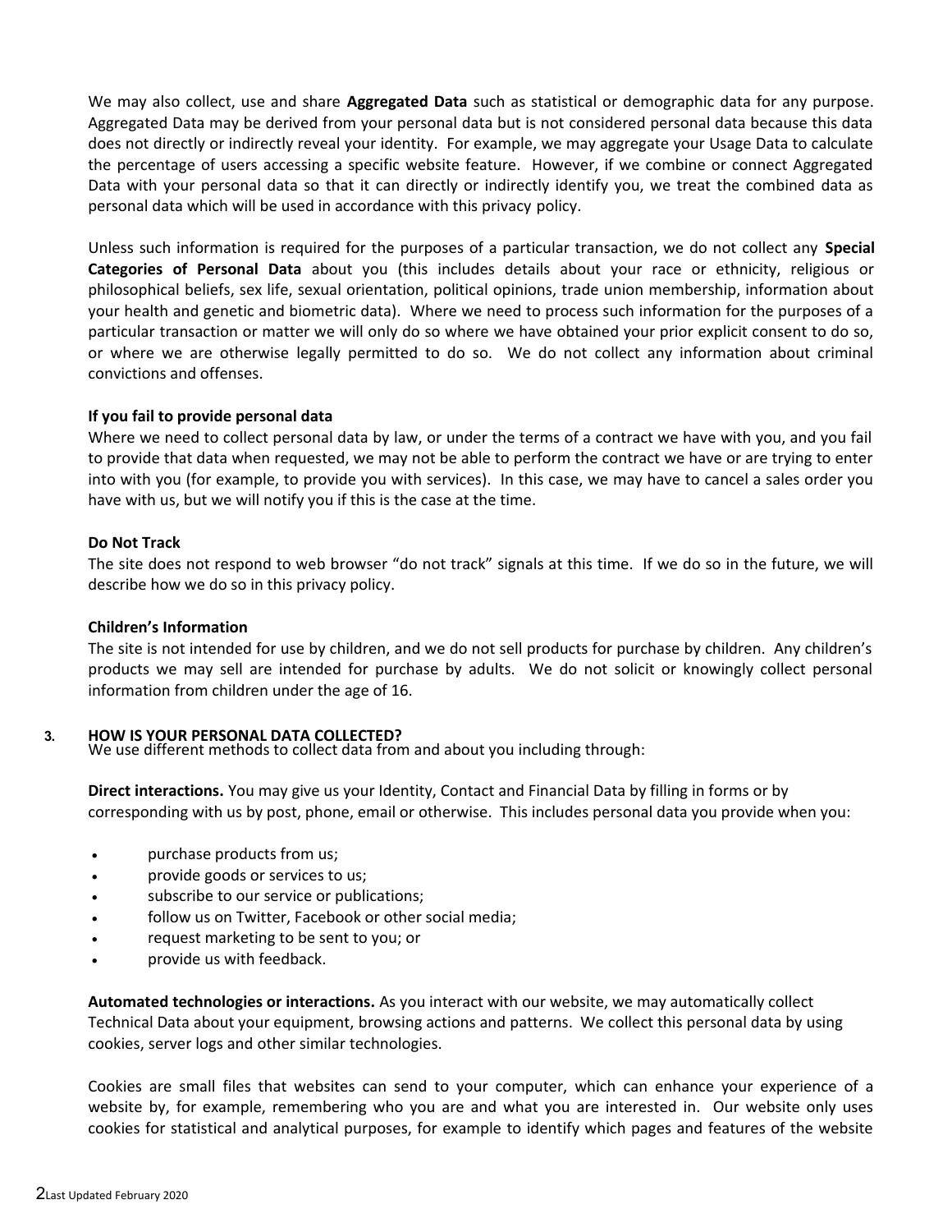We may also collect, use and share **Aggregated Data** such as statistical or demographic data for any purpose. Aggregated Data may be derived from your personal data but is not considered personal data because this data does not directly or indirectly reveal your identity. For example, we may aggregate your Usage Data to calculate the percentage of users accessing a specific website feature. However, if we combine or connect Aggregated Data with your personal data so that it can directly or indirectly identify you, we treat the combined data as personal data which will be used in accordance with this privacy policy.

Unless such information is required for the purposes of a particular transaction, we do not collect any **Special Categories of Personal Data** about you (this includes details about your race or ethnicity, religious or philosophical beliefs, sex life, sexual orientation, political opinions, trade union membership, information about your health and genetic and biometric data). Where we need to process such information for the purposes of a particular transaction or matter we will only do so where we have obtained your prior explicit consent to do so, or where we are otherwise legally permitted to do so. We do not collect any information about criminal convictions and offenses.

**If you fail to provide personal data**

Where we need to collect personal data by law, or under the terms of a contract we have with you, and you fail to provide that data when requested, we may not be able to perform the contract we have or are trying to enter into with you (for example, to provide you with services). In this case, we may have to cancel a sales order you have with us, but we will notify you if this is the case at the time.

**Do Not Track**

The site does not respond to web browser "do not track" signals at this time. If we do so in the future, we will describe how we do so in this privacy policy.

**Children's Information**

The site is not intended for use by children, and we do not sell products for purchase by children. Any children's products we may sell are intended for purchase by adults. We do not solicit or knowingly collect personal information from children under the age of 16.

## 3. HOW IS YOUR PERSONAL DATA COLLECTED?

We use different methods to collect data from and about you including through:

**Direct interactions.** You may give us your Identity, Contact and Financial Data by filling in forms or by corresponding with us by post, phone, email or otherwise. This includes personal data you provide when you:

- purchase products from us;
- provide goods or services to us;
- subscribe to our service or publications;
- follow us on Twitter, Facebook or other social media;
- request marketing to be sent to you; or
- provide us with feedback.

**Automated technologies or interactions.** As you interact with our website, we may automatically collect Technical Data about your equipment, browsing actions and patterns. We collect this personal data by using cookies, server logs and other similar technologies.

Cookies are small files that websites can send to your computer, which can enhance your experience of a website by, for example, remembering who you are and what you are interested in. Our website only uses cookies for statistical and analytical purposes, for example to identify which pages and features of the website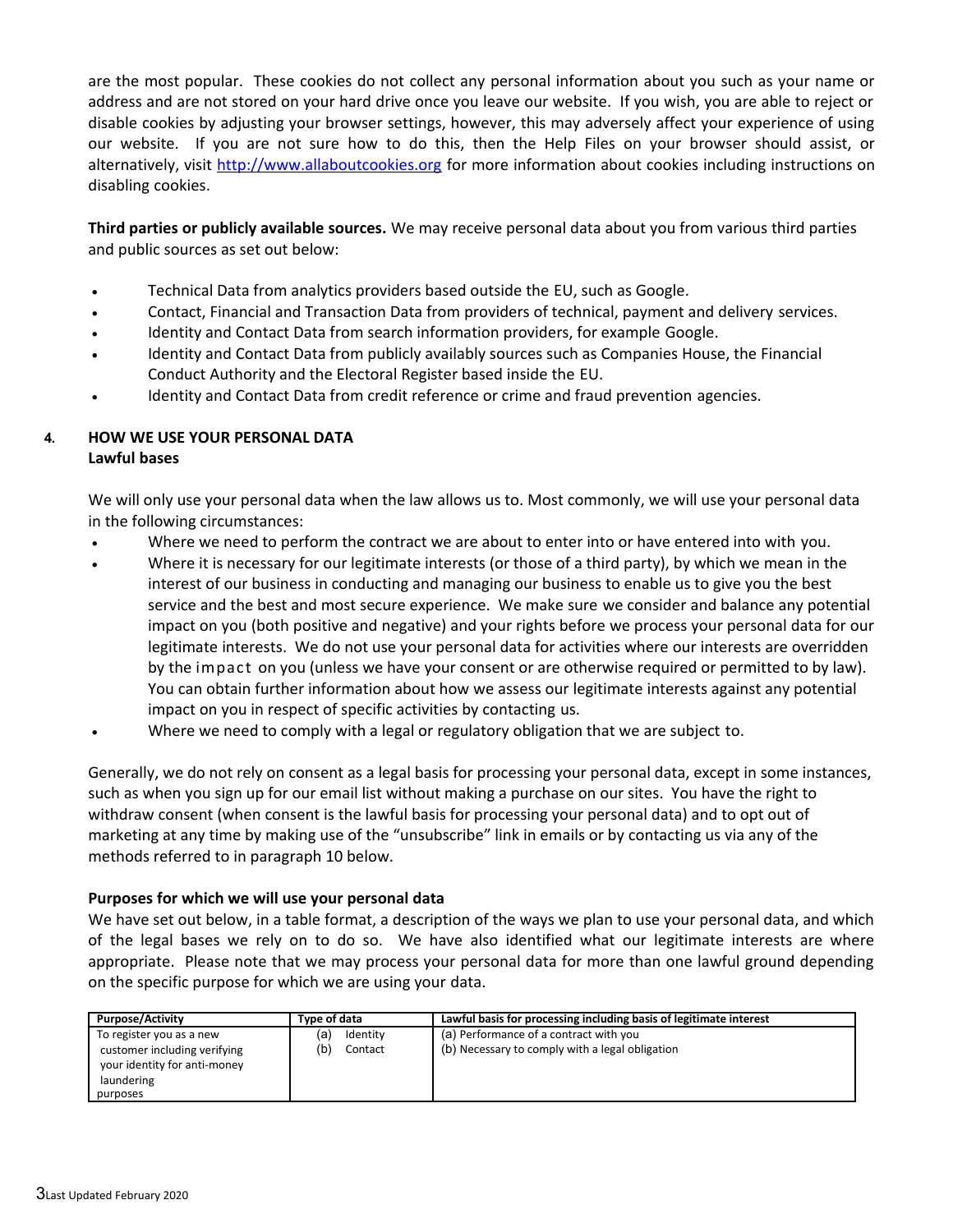are the most popular. These cookies do not collect any personal information about you such as your name or address and are not stored on your hard drive once you leave our website. If you wish, you are able to reject or disable cookies by adjusting your browser settings, however, this may adversely affect your experience of using our website. If you are not sure how to do this, then the Help Files on your browser should assist, or alternatively, visit [http://www.allaboutcookies.org](http://www.allaboutcookies.org) for more information about cookies including instructions on disabling cookies.

**Third parties or publicly available sources.** We may receive personal data about you from various third parties and public sources as set out below:

- Technical Data from analytics providers based outside the EU, such as Google.
- Contact, Financial and Transaction Data from providers of technical, payment and delivery services.
- Identity and Contact Data from search information providers, for example Google.
- Identity and Contact Data from publicly availably sources such as Companies House, the Financial Conduct Authority and the Electoral Register based inside the EU.
- Identity and Contact Data from credit reference or crime and fraud prevention agencies.

## 4. HOW WE USE YOUR PERSONAL DATA

**Lawful bases**

We will only use your personal data when the law allows us to. Most commonly, we will use your personal data in the following circumstances:

- Where we need to perform the contract we are about to enter into or have entered into with you.
- Where it is necessary for our legitimate interests (or those of a third party), by which we mean in the interest of our business in conducting and managing our business to enable us to give you the best service and the best and most secure experience. We make sure we consider and balance any potential impact on you (both positive and negative) and your rights before we process your personal data for our legitimate interests. We do not use your personal data for activities where our interests are overridden by the impact on you (unless we have your consent or are otherwise required or permitted to by law). You can obtain further information about how we assess our legitimate interests against any potential impact on you in respect of specific activities by contacting us.
- Where we need to comply with a legal or regulatory obligation that we are subject to.

Generally, we do not rely on consent as a legal basis for processing your personal data, except in some instances, such as when you sign up for our email list without making a purchase on our sites. You have the right to withdraw consent (when consent is the lawful basis for processing your personal data) and to opt out of marketing at any time by making use of the "unsubscribe" link in emails or by contacting us via any of the methods referred to in paragraph 10 below.

**Purposes for which we will use your personal data**

We have set out below, in a table format, a description of the ways we plan to use your personal data, and which of the legal bases we rely on to do so. We have also identified what our legitimate interests are where appropriate. Please note that we may process your personal data for more than one lawful ground depending on the specific purpose for which we are using your data.

| Purpose/Activity | Type of data | Lawful basis for processing including basis of legitimate interest |
|---|---|---|
| To register you as a new customer including verifying your identity for anti-money laundering purposes | (a) Identity<br>(b) Contact | (a) Performance of a contract with you<br>(b) Necessary to comply with a legal obligation |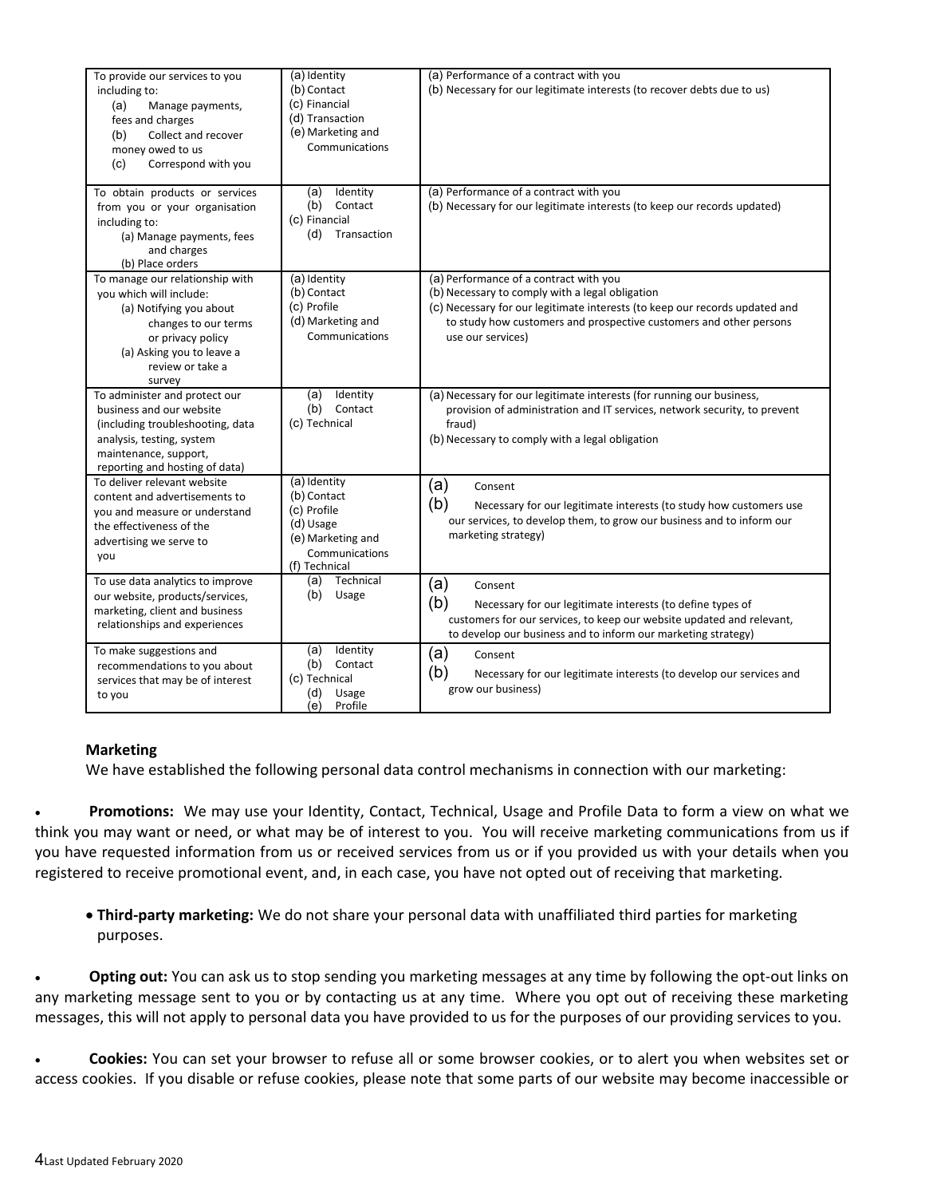| To provide our services to you including to:<br>(a) Manage payments, fees and charges<br>(b) Collect and recover money owed to us<br>(c) Correspond with you | (a) Identity<br>(b) Contact<br>(c) Financial<br>(d) Transaction<br>(e) Marketing and Communications | (a) Performance of a contract with you<br>(b) Necessary for our legitimate interests (to recover debts due to us) |
|---|---|---|
| To obtain products or services from you or your organisation including to:<br>(a) Manage payments, fees and charges<br>(b) Place orders | (a) Identity<br>(b) Contact<br>(c) Financial<br>(d) Transaction | (a) Performance of a contract with you<br>(b) Necessary for our legitimate interests (to keep our records updated) |
| To manage our relationship with you which will include:<br>(a) Notifying you about changes to our terms or privacy policy<br>(a) Asking you to leave a review or take a survey | (a) Identity<br>(b) Contact<br>(c) Profile<br>(d) Marketing and Communications | (a) Performance of a contract with you<br>(b) Necessary to comply with a legal obligation<br>(c) Necessary for our legitimate interests (to keep our records updated and to study how customers and prospective customers and other persons use our services) |
| To administer and protect our business and our website (including troubleshooting, data analysis, testing, system maintenance, support, reporting and hosting of data) | (a) Identity<br>(b) Contact<br>(c) Technical | (a) Necessary for our legitimate interests (for running our business, provision of administration and IT services, network security, to prevent fraud)<br>(b) Necessary to comply with a legal obligation |
| To deliver relevant website content and advertisements to you and measure or understand the effectiveness of the advertising we serve to you | (a) Identity<br>(b) Contact<br>(c) Profile<br>(d) Usage<br>(e) Marketing and Communications<br>(f) Technical | (a) Consent<br>(b) Necessary for our legitimate interests (to study how customers use our services, to develop them, to grow our business and to inform our marketing strategy) |
| To use data analytics to improve our website, products/services, marketing, client and business relationships and experiences | (a) Technical<br>(b) Usage | (a) Consent<br>(b) Necessary for our legitimate interests (to define types of customers for our services, to keep our website updated and relevant, to develop our business and to inform our marketing strategy) |
| To make suggestions and recommendations to you about services that may be of interest to you | (a) Identity<br>(b) Contact<br>(c) Technical<br>(d) Usage<br>(e) Profile | (a) Consent<br>(b) Necessary for our legitimate interests (to develop our services and grow our business) |

**Marketing**

We have established the following personal data control mechanisms in connection with our marketing:

- **Promotions:** We may use your Identity, Contact, Technical, Usage and Profile Data to form a view on what we think you may want or need, or what may be of interest to you. You will receive marketing communications from us if you have requested information from us or received services from us or if you provided us with your details when you registered to receive promotional event, and, in each case, you have not opted out of receiving that marketing.

- **Third-party marketing:** We do not share your personal data with unaffiliated third parties for marketing purposes.

- **Opting out:** You can ask us to stop sending you marketing messages at any time by following the opt-out links on any marketing message sent to you or by contacting us at any time. Where you opt out of receiving these marketing messages, this will not apply to personal data you have provided to us for the purposes of our providing services to you.

- **Cookies:** You can set your browser to refuse all or some browser cookies, or to alert you when websites set or access cookies. If you disable or refuse cookies, please note that some parts of our website may become inaccessible or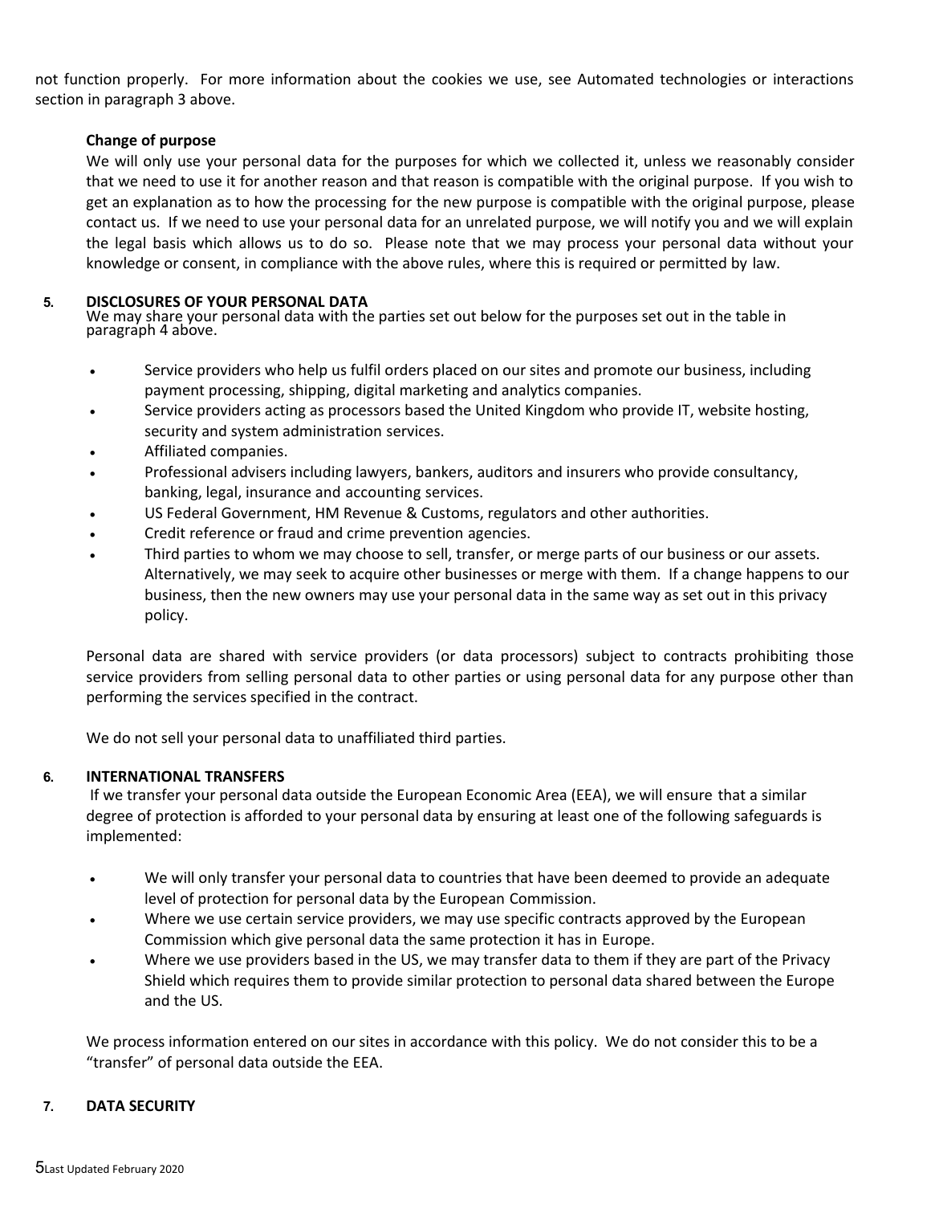not function properly. For more information about the cookies we use, see Automated technologies or interactions section in paragraph 3 above.

**Change of purpose**

We will only use your personal data for the purposes for which we collected it, unless we reasonably consider that we need to use it for another reason and that reason is compatible with the original purpose. If you wish to get an explanation as to how the processing for the new purpose is compatible with the original purpose, please contact us. If we need to use your personal data for an unrelated purpose, we will notify you and we will explain the legal basis which allows us to do so. Please note that we may process your personal data without your knowledge or consent, in compliance with the above rules, where this is required or permitted by law.

## 5. DISCLOSURES OF YOUR PERSONAL DATA

We may share your personal data with the parties set out below for the purposes set out in the table in paragraph 4 above.

- Service providers who help us fulfil orders placed on our sites and promote our business, including payment processing, shipping, digital marketing and analytics companies.
- Service providers acting as processors based the United Kingdom who provide IT, website hosting, security and system administration services.
- Affiliated companies.
- Professional advisers including lawyers, bankers, auditors and insurers who provide consultancy, banking, legal, insurance and accounting services.
- US Federal Government, HM Revenue & Customs, regulators and other authorities.
- Credit reference or fraud and crime prevention agencies.
- Third parties to whom we may choose to sell, transfer, or merge parts of our business or our assets. Alternatively, we may seek to acquire other businesses or merge with them. If a change happens to our business, then the new owners may use your personal data in the same way as set out in this privacy policy.

Personal data are shared with service providers (or data processors) subject to contracts prohibiting those service providers from selling personal data to other parties or using personal data for any purpose other than performing the services specified in the contract.

We do not sell your personal data to unaffiliated third parties.

## 6. INTERNATIONAL TRANSFERS

If we transfer your personal data outside the European Economic Area (EEA), we will ensure that a similar degree of protection is afforded to your personal data by ensuring at least one of the following safeguards is implemented:

- We will only transfer your personal data to countries that have been deemed to provide an adequate level of protection for personal data by the European Commission.
- Where we use certain service providers, we may use specific contracts approved by the European Commission which give personal data the same protection it has in Europe.
- Where we use providers based in the US, we may transfer data to them if they are part of the Privacy Shield which requires them to provide similar protection to personal data shared between the Europe and the US.

We process information entered on our sites in accordance with this policy. We do not consider this to be a "transfer" of personal data outside the EEA.

## 7. DATA SECURITY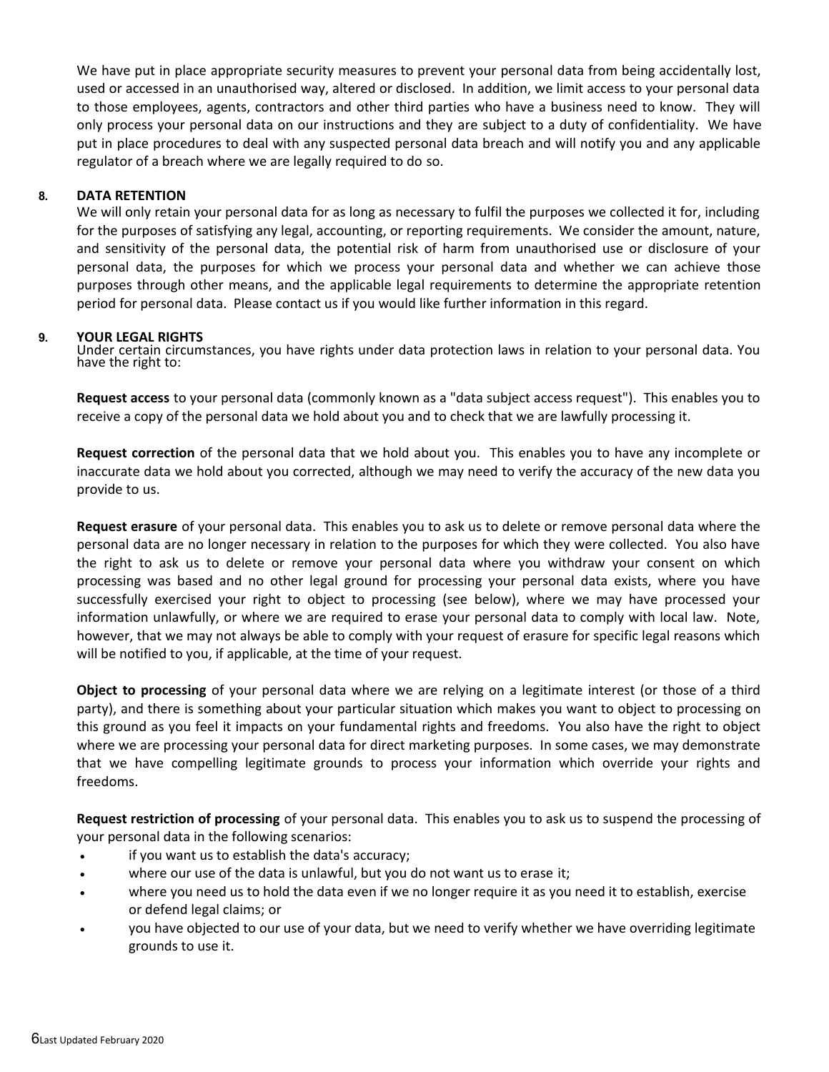We have put in place appropriate security measures to prevent your personal data from being accidentally lost, used or accessed in an unauthorised way, altered or disclosed. In addition, we limit access to your personal data to those employees, agents, contractors and other third parties who have a business need to know. They will only process your personal data on our instructions and they are subject to a duty of confidentiality. We have put in place procedures to deal with any suspected personal data breach and will notify you and any applicable regulator of a breach where we are legally required to do so.

## 8. DATA RETENTION

We will only retain your personal data for as long as necessary to fulfil the purposes we collected it for, including for the purposes of satisfying any legal, accounting, or reporting requirements. We consider the amount, nature, and sensitivity of the personal data, the potential risk of harm from unauthorised use or disclosure of your personal data, the purposes for which we process your personal data and whether we can achieve those purposes through other means, and the applicable legal requirements to determine the appropriate retention period for personal data. Please contact us if you would like further information in this regard.

## 9. YOUR LEGAL RIGHTS

Under certain circumstances, you have rights under data protection laws in relation to your personal data. You have the right to:

**Request access** to your personal data (commonly known as a "data subject access request"). This enables you to receive a copy of the personal data we hold about you and to check that we are lawfully processing it.

**Request correction** of the personal data that we hold about you. This enables you to have any incomplete or inaccurate data we hold about you corrected, although we may need to verify the accuracy of the new data you provide to us.

**Request erasure** of your personal data. This enables you to ask us to delete or remove personal data where the personal data are no longer necessary in relation to the purposes for which they were collected. You also have the right to ask us to delete or remove your personal data where you withdraw your consent on which processing was based and no other legal ground for processing your personal data exists, where you have successfully exercised your right to object to processing (see below), where we may have processed your information unlawfully, or where we are required to erase your personal data to comply with local law. Note, however, that we may not always be able to comply with your request of erasure for specific legal reasons which will be notified to you, if applicable, at the time of your request.

**Object to processing** of your personal data where we are relying on a legitimate interest (or those of a third party), and there is something about your particular situation which makes you want to object to processing on this ground as you feel it impacts on your fundamental rights and freedoms. You also have the right to object where we are processing your personal data for direct marketing purposes. In some cases, we may demonstrate that we have compelling legitimate grounds to process your information which override your rights and freedoms.

**Request restriction of processing** of your personal data. This enables you to ask us to suspend the processing of your personal data in the following scenarios:

- if you want us to establish the data's accuracy;
- where our use of the data is unlawful, but you do not want us to erase it;
- where you need us to hold the data even if we no longer require it as you need it to establish, exercise or defend legal claims; or
- you have objected to our use of your data, but we need to verify whether we have overriding legitimate grounds to use it.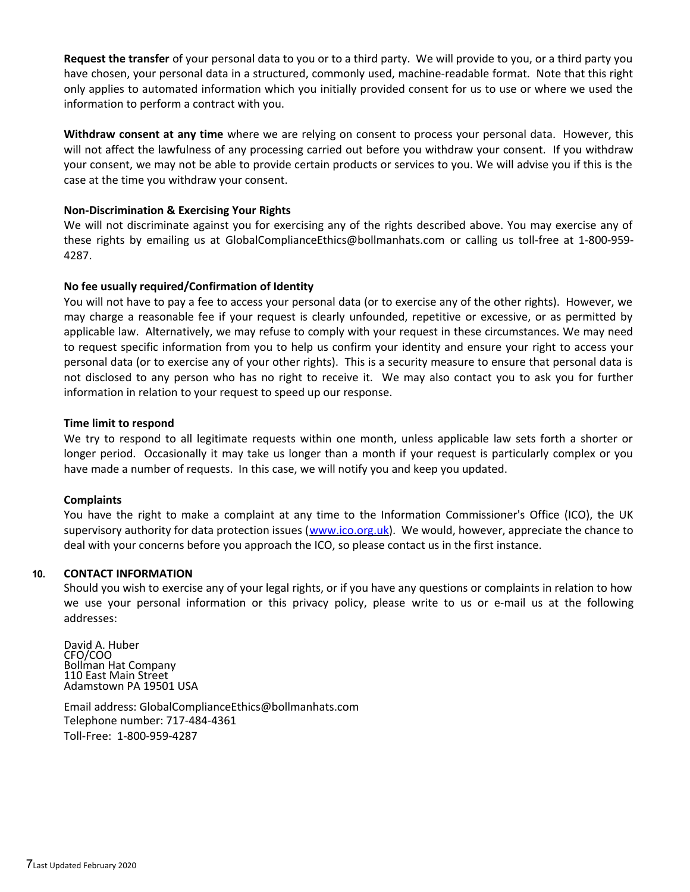**Request the transfer** of your personal data to you or to a third party. We will provide to you, or a third party you have chosen, your personal data in a structured, commonly used, machine-readable format. Note that this right only applies to automated information which you initially provided consent for us to use or where we used the information to perform a contract with you.

**Withdraw consent at any time** where we are relying on consent to process your personal data. However, this will not affect the lawfulness of any processing carried out before you withdraw your consent. If you withdraw your consent, we may not be able to provide certain products or services to you. We will advise you if this is the case at the time you withdraw your consent.

**Non-Discrimination & Exercising Your Rights**

We will not discriminate against you for exercising any of the rights described above. You may exercise any of these rights by emailing us at GlobalComplianceEthics@bollmanhats.com or calling us toll-free at 1-800-959-4287.

**No fee usually required/Confirmation of Identity**

You will not have to pay a fee to access your personal data (or to exercise any of the other rights). However, we may charge a reasonable fee if your request is clearly unfounded, repetitive or excessive, or as permitted by applicable law. Alternatively, we may refuse to comply with your request in these circumstances. We may need to request specific information from you to help us confirm your identity and ensure your right to access your personal data (or to exercise any of your other rights). This is a security measure to ensure that personal data is not disclosed to any person who has no right to receive it. We may also contact you to ask you for further information in relation to your request to speed up our response.

**Time limit to respond**

We try to respond to all legitimate requests within one month, unless applicable law sets forth a shorter or longer period. Occasionally it may take us longer than a month if your request is particularly complex or you have made a number of requests. In this case, we will notify you and keep you updated.

**Complaints**

You have the right to make a complaint at any time to the Information Commissioner's Office (ICO), the UK supervisory authority for data protection issues (www.ico.org.uk). We would, however, appreciate the chance to deal with your concerns before you approach the ICO, so please contact us in the first instance.

## 10. CONTACT INFORMATION

Should you wish to exercise any of your legal rights, or if you have any questions or complaints in relation to how we use your personal information or this privacy policy, please write to us or e-mail us at the following addresses:

David A. Huber
CFO/COO
Bollman Hat Company
110 East Main Street
Adamstown PA 19501 USA

Email address: GlobalComplianceEthics@bollmanhats.com
Telephone number: 717-484-4361
Toll-Free: 1-800-959-4287

Last Updated February 2020